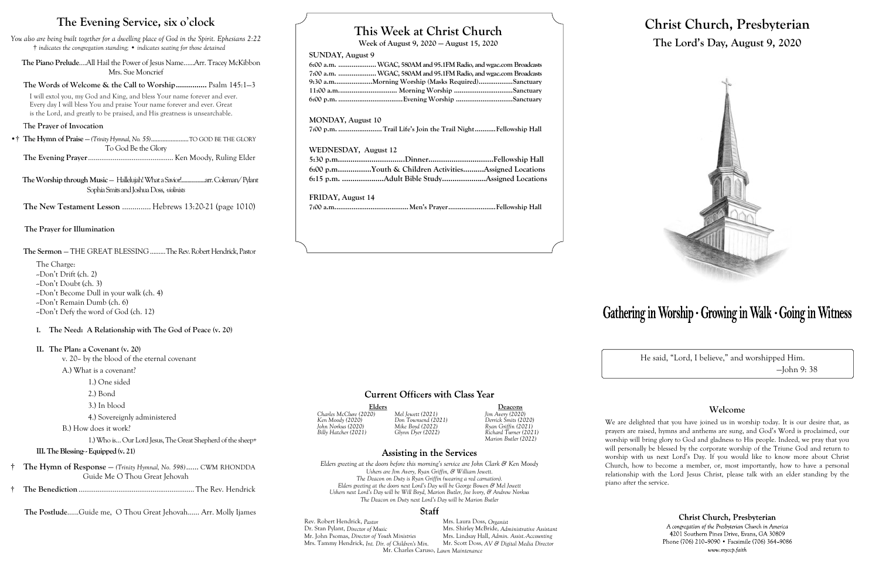# The Evening Service, six o'clock

*You also are being built together for a dwelling place of God in the Spirit. Ephesians 2:22*
*† indicates the congregation standing; • indicates seating for those detained*

**The Piano Prelude**....All Hail the Power of Jesus Name......Arr. Tracey McKibbon
Mrs. Sue Moncrief

**The Words of Welcome & the Call to Worship**............... Psalm 145:1–3

I will extol you, my God and King, and bless Your name forever and ever. Every day I will bless You and praise Your name forever and ever. Great is the Lord, and greatly to be praised, and His greatness is unsearchable.

**The Prayer of Invocation**

•† **The Hymn of Praise** — *(Trinity Hymnal, No. 55)*........................TO GOD BE THE GLORY
To God Be the Glory

**The Evening Prayer**............................................ Ken Moody, Ruling Elder

**The Worship through Music** — Hallelujah! What a Savior!..................arr. Coleman/ Pylant
Sophia Smits and Joshua Doss, *violinists*

**The New Testament Lesson** .............. Hebrews 13:20-21 (page 1010)

**The Prayer for Illumination**

**The Sermon** — THE GREAT BLESSING .........The Rev. Robert Hendrick, Pastor

The Charge:
~Don't Drift (ch. 2)
~Don't Doubt (ch. 3)
~Don't Become Dull in your walk (ch. 4)
~Don't Remain Dumb (ch. 6)
~Don't Defy the word of God (ch. 12)

I. **The Need: A Relationship with The God of Peace (v. 20)**

II. **The Plan: a Covenant (v. 20)**
v. 20– by the blood of the eternal covenant
A.) What is a covenant?
1.) One sided
2.) Bond
3.) In blood
4.) Sovereignly administered
B.) How does it work?
1.) Who is… Our Lord Jesus, The Great Shepherd of the sheep+

III. **The Blessing - Equipped (v. 21)**

† **The Hymn of Response** — *(Trinity Hymnal, No. 598)*...... CWM RHONDDA
Guide Me O Thou Great Jehovah

† **The Benediction**.............................................................. The Rev. Hendrick

**The Postlude**......Guide me, O Thou Great Jehovah...... Arr. Molly Ijames

# This Week at Christ Church

**Week of August 9, 2020 — August 15, 2020**

**SUNDAY, August 9**
6:00 a.m. .................... WGAC, 580AM and 95.1FM Radio, and wgac.com Broadcasts
7:00 a.m. .................... WGAC, 580AM and 95.1FM Radio, and wgac.com Broadcasts
9:30 a.m....................Morning Worship (Masks Required)..................Sanctuary
11:00 a.m.............................. Morning Worship ...............................Sanctuary
6:00 p.m. ..................................Evening Worship ..............................Sanctuary

**MONDAY, August 10**
7:00 p.m. ....................... Trail Life's Join the Trail Night...........Fellowship Hall

**WEDNESDAY, August 12**
5:30 p.m................................Dinner...............................Fellowship Hall
6:00 p.m................Youth & Children Activities..........Assigned Locations
6:15 p.m. ....................Adult Bible Study.....................Assigned Locations

**FRIDAY, August 14**
7:00 a.m......................................Men's Prayer.........................Fellowship Hall

## Current Officers with Class Year

| Elders | | Deacons |
|---|---|---|
| *Charles McClure (2020)* | *Mel Jewett (2021)* | *Jim Avery (2020)* |
| *Ken Moody (2020)* | *Don Townsend (2021)* | *Derrick Smits (2020)* |
| *John Norkus (2020)* | *Mike Boyd (2022)* | *Ryan Griffin (2021)* |
| *Billy Hatcher (2021)* | *Glynn Dyer (2022)* | *Richard Turner (2021)* |
| | | *Marion Butler (2022)* |

## Assisting in the Services

*Elders greeting at the doors before this morning's service are John Clark & Ken Moody*
*Ushers are Jim Avery, Ryan Griffin, & William Jewett.*
*The Deacon on Duty is Ryan Griffin (wearing a red carnation).*
*Elders greeting at the doors next Lord's Day will be George Bowen & Mel Jewett*
*Ushers next Lord's Day will be Will Boyd, Marion Butler, Joe Ivory, & Andrew Norkus*
*The Deacon on Duty next Lord's Day will be Marion Butler*

## Staff

Rev. Robert Hendrick, *Pastor*
Dr. Stan Pylant, *Director of Music*
Mr. John Psomas, *Director of Youth Ministries*
Mrs. Tammy Hendrick, *Int. Dir. of Children's Min.*
Mrs. Laura Doss, *Organist*
Mrs. Shirley McBride, *Administrative Assistant*
Mrs. Lindsay Hall, *Admin. Assist.-Accounting*
Mr. Scott Doss, *AV & Digital Media Director*
Mr. Charles Caruso, *Lawn Maintenance*

# Christ Church, Presbyterian

## The Lord's Day, August 9, 2020

**Gathering in Worship · Growing in Walk · Going in Witness**

He said, "Lord, I believe," and worshipped Him.
—John 9: 38

## Welcome

We are delighted that you have joined us in worship today. It is our desire that, as prayers are raised, hymns and anthems are sung, and God's Word is proclaimed, our worship will bring glory to God and gladness to His people. Indeed, we pray that you will personally be blessed by the corporate worship of the Triune God and return to worship with us next Lord's Day. If you would like to know more about Christ Church, how to become a member, or, most importantly, how to have a personal relationship with the Lord Jesus Christ, please talk with an elder standing by the piano after the service.

**Christ Church, Presbyterian**
*A congregation of the Presbyterian Church in America*
4201 Southern Pines Drive, Evans, GA 30809
Phone (706) 210-9090 • Facsimile (706) 364-9086
*www.myccp.faith*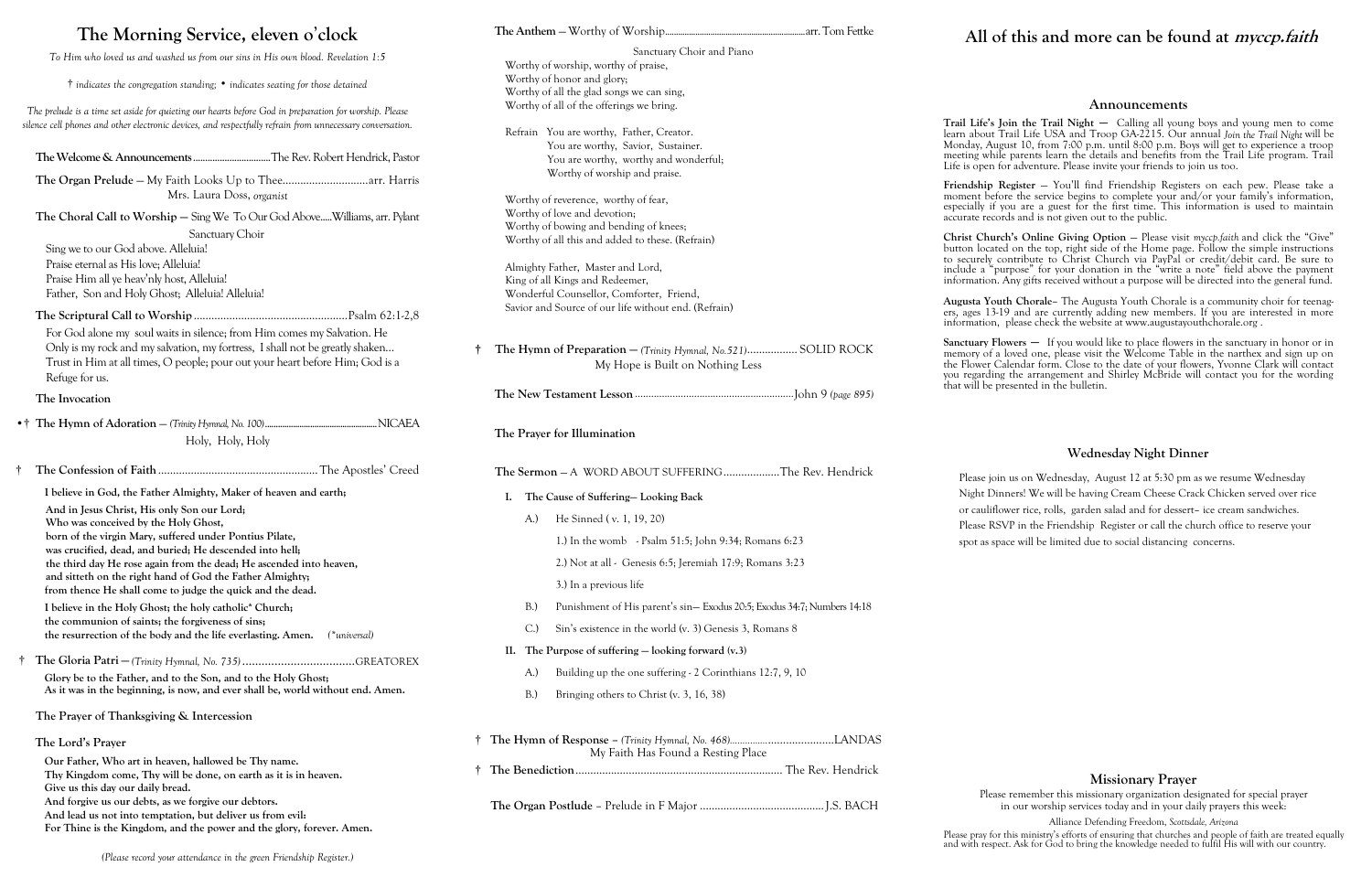# The Morning Service, eleven o'clock

*To Him who loved us and washed us from our sins in His own blood. Revelation 1:5*

*† indicates the congregation standing; • indicates seating for those detained*

*The prelude is a time set aside for quieting our hearts before God in preparation for worship. Please silence cell phones and other electronic devices, and respectfully refrain from unnecessary conversation.*

**The Welcome & Announcements** ................................ The Rev. Robert Hendrick, Pastor

**The Organ Prelude** — My Faith Looks Up to Thee............................ arr. Harris
Mrs. Laura Doss, *organist*

**The Choral Call to Worship** — Sing We To Our God Above.....Williams, arr. Pylant
Sanctuary Choir

Sing we to our God above. Alleluia!
Praise eternal as His love; Alleluia!
Praise Him all ye heav'nly host, Alleluia!
Father, Son and Holy Ghost; Alleluia! Alleluia!

**The Scriptural Call to Worship** .................................................. Psalm 62:1-2,8

For God alone my soul waits in silence; from Him comes my Salvation. He Only is my rock and my salvation, my fortress, I shall not be greatly shaken… Trust in Him at all times, O people; pour out your heart before Him; God is a Refuge for us.

**The Invocation**

•† **The Hymn of Adoration** — *(Trinity Hymnal, No. 100)*.................................................. NICAEA
Holy, Holy, Holy

† **The Confession of Faith** ...................................................... The Apostles' Creed

**I believe in God, the Father Almighty, Maker of heaven and earth;**

**And in Jesus Christ, His only Son our Lord;**
**Who was conceived by the Holy Ghost,**
**born of the virgin Mary, suffered under Pontius Pilate,**
**was crucified, dead, and buried; He descended into hell;**
**the third day He rose again from the dead; He ascended into heaven,**
**and sitteth on the right hand of God the Father Almighty;**
**from thence He shall come to judge the quick and the dead.**

**I believe in the Holy Ghost; the holy catholic\* Church;**
**the communion of saints; the forgiveness of sins;**
**the resurrection of the body and the life everlasting. Amen.** *(\*universal)*

† **The Gloria Patri** — *(Trinity Hymnal, No. 735)* ...................................... GREATOREX

**Glory be to the Father, and to the Son, and to the Holy Ghost;**
**As it was in the beginning, is now, and ever shall be, world without end. Amen.**

**The Prayer of Thanksgiving & Intercession**

**The Lord's Prayer**

**Our Father, Who art in heaven, hallowed be Thy name.**
**Thy Kingdom come, Thy will be done, on earth as it is in heaven.**
**Give us this day our daily bread.**
**And forgive us our debts, as we forgive our debtors.**
**And lead us not into temptation, but deliver us from evil:**
**For Thine is the Kingdom, and the power and the glory, forever. Amen.**

*(Please record your attendance in the green Friendship Register.)*

**The Anthem** — Worthy of Worship................................................ arr. Tom Fettke

Sanctuary Choir and Piano

Worthy of worship, worthy of praise,
Worthy of honor and glory;
Worthy of all the glad songs we can sing,
Worthy of all of the offerings we bring.

Refrain You are worthy, Father, Creator.
You are worthy, Savior, Sustainer.
You are worthy, worthy and wonderful;
Worthy of worship and praise.

Worthy of reverence, worthy of fear,
Worthy of love and devotion;
Worthy of bowing and bending of knees;
Worthy of all this and added to these. (Refrain)

Almighty Father, Master and Lord,
King of all Kings and Redeemer,
Wonderful Counsellor, Comforter, Friend,
Savior and Source of our life without end. (Refrain)

† **The Hymn of Preparation** — *(Trinity Hymnal, No.521)*................. SOLID ROCK
My Hope is Built on Nothing Less

**The New Testament Lesson** ........................................................ John 9 *(page 895)*

**The Prayer for Illumination**

**The Sermon** — A WORD ABOUT SUFFERING................... The Rev. Hendrick

**I. The Cause of Suffering— Looking Back**

A.) He Sinned ( v. 1, 19, 20)

1.) In the womb - Psalm 51:5; John 9:34; Romans 6:23

2.) Not at all - Genesis 6:5; Jeremiah 17:9; Romans 3:23

3.) In a previous life

B.) Punishment of His parent's sin— Exodus 20:5; Exodus 34:7; Numbers 14:18

C.) Sin's existence in the world (v. 3) Genesis 3, Romans 8

**II. The Purpose of suffering — looking forward (v.3)**

A.) Building up the one suffering - 2 Corinthians 12:7, 9, 10

B.) Bringing others to Christ (v. 3, 16, 38)

† **The Hymn of Response** – *(Trinity Hymnal, No. 468)*.................................... LANDAS
My Faith Has Found a Resting Place

† **The Benediction** ....................................................................... The Rev. Hendrick

**The Organ Postlude** – Prelude in F Major ........................................ J.S. BACH

## All of this and more can be found at *myccp.faith*

### Announcements

**Trail Life's Join the Trail Night —** Calling all young boys and young men to come learn about Trail Life USA and Troop GA-2215. Our annual *Join the Trail Night* will be Monday, August 10, from 7:00 p.m. until 8:00 p.m. Boys will get to experience a troop meeting while parents learn the details and benefits from the Trail Life program. Trail Life is open for adventure. Please invite your friends to join us too.

**Friendship Register** — You'll find Friendship Registers on each pew. Please take a moment before the service begins to complete your and/or your family's information, especially if you are a guest for the first time. This information is used to maintain accurate records and is not given out to the public.

**Christ Church's Online Giving Option** — Please visit *myccp.faith* and click the "Give" button located on the top, right side of the Home page. Follow the simple instructions to securely contribute to Christ Church via PayPal or credit/debit card. Be sure to include a "purpose" for your donation in the "write a note" field above the payment information. Any gifts received without a purpose will be directed into the general fund.

**Augusta Youth Chorale**– The Augusta Youth Chorale is a community choir for teenagers, ages 13-19 and are currently adding new members. If you are interested in more information, please check the website at www.augustayouthchorale.org .

**Sanctuary Flowers —** If you would like to place flowers in the sanctuary in honor or in memory of a loved one, please visit the Welcome Table in the narthex and sign up on the Flower Calendar form. Close to the date of your flowers, Yvonne Clark will contact you regarding the arrangement and Shirley McBride will contact you for the wording that will be presented in the bulletin.

### Wednesday Night Dinner

Please join us on Wednesday, August 12 at 5:30 pm as we resume Wednesday Night Dinners! We will be having Cream Cheese Crack Chicken served over rice or cauliflower rice, rolls, garden salad and for dessert– ice cream sandwiches. Please RSVP in the Friendship Register or call the church office to reserve your spot as space will be limited due to social distancing concerns.

### Missionary Prayer

Please remember this missionary organization designated for special prayer in our worship services today and in your daily prayers this week:

Alliance Defending Freedom, *Scottsdale, Arizona*

Please pray for this ministry's efforts of ensuring that churches and people of faith are treated equally and with respect. Ask for God to bring the knowledge needed to fulfil His will with our country.